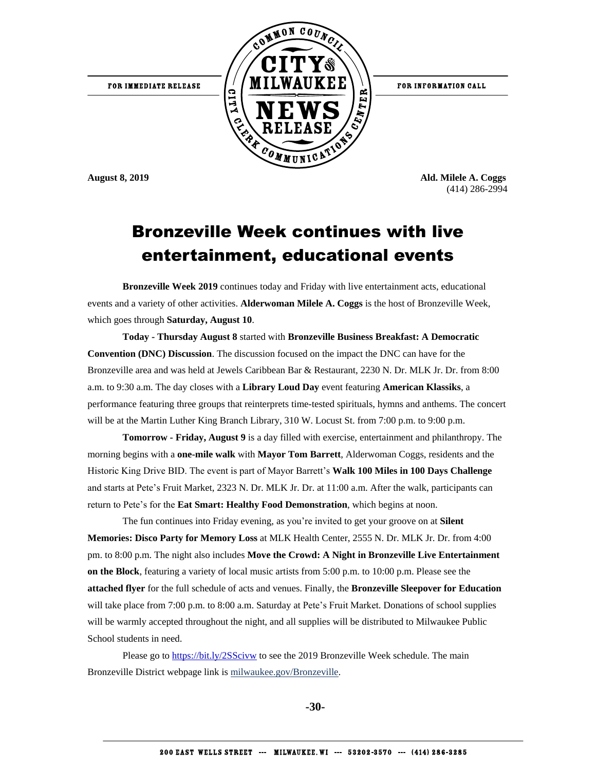FOR IMMEDIATE RELEASE

FOR INFORMATION CALL

COMMON COUNCIL CITY OF MILWAUKEE NEWS RELEASE CITY CLERK COMMUNICATIONS CENTER

**August 8, 2019**

**Ald. Milele A. Coggs**
(414) 286-2994

# Bronzeville Week continues with live entertainment, educational events

**Bronzeville Week 2019** continues today and Friday with live entertainment acts, educational events and a variety of other activities. **Alderwoman Milele A. Coggs** is the host of Bronzeville Week, which goes through **Saturday, August 10**.

**Today - Thursday August 8** started with **Bronzeville Business Breakfast: A Democratic Convention (DNC) Discussion**. The discussion focused on the impact the DNC can have for the Bronzeville area and was held at Jewels Caribbean Bar & Restaurant, 2230 N. Dr. MLK Jr. Dr. from 8:00 a.m. to 9:30 a.m. The day closes with a **Library Loud Day** event featuring **American Klassiks**, a performance featuring three groups that reinterprets time-tested spirituals, hymns and anthems. The concert will be at the Martin Luther King Branch Library, 310 W. Locust St. from 7:00 p.m. to 9:00 p.m.

**Tomorrow - Friday, August 9** is a day filled with exercise, entertainment and philanthropy. The morning begins with a **one-mile walk** with **Mayor Tom Barrett**, Alderwoman Coggs, residents and the Historic King Drive BID. The event is part of Mayor Barrett's **Walk 100 Miles in 100 Days Challenge** and starts at Pete's Fruit Market, 2323 N. Dr. MLK Jr. Dr. at 11:00 a.m. After the walk, participants can return to Pete's for the **Eat Smart: Healthy Food Demonstration**, which begins at noon.

The fun continues into Friday evening, as you're invited to get your groove on at **Silent Memories: Disco Party for Memory Loss** at MLK Health Center, 2555 N. Dr. MLK Jr. Dr. from 4:00 pm. to 8:00 p.m. The night also includes **Move the Crowd: A Night in Bronzeville Live Entertainment on the Block**, featuring a variety of local music artists from 5:00 p.m. to 10:00 p.m. Please see the **attached flyer** for the full schedule of acts and venues. Finally, the **Bronzeville Sleepover for Education** will take place from 7:00 p.m. to 8:00 a.m. Saturday at Pete's Fruit Market. Donations of school supplies will be warmly accepted throughout the night, and all supplies will be distributed to Milwaukee Public School students in need.

Please go to https://bit.ly/2SScivw to see the 2019 Bronzeville Week schedule. The main Bronzeville District webpage link is milwaukee.gov/Bronzeville.

**-30-**

200 EAST WELLS STREET --- MILWAUKEE, WI --- 53202-3570 --- (414) 286-3285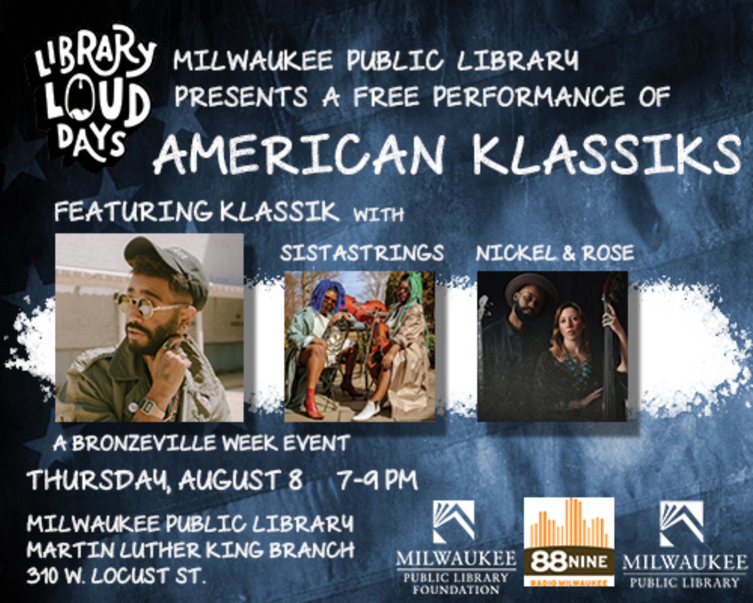LIBRARY LOUD DAYS

MILWAUKEE PUBLIC LIBRARY PRESENTS A FREE PERFORMANCE OF

# AMERICAN KLASSIKS

FEATURING KLASSIK WITH

SISTASTRINGS

NICKEL & ROSE

A BRONZEVILLE WEEK EVENT

THURSDAY, AUGUST 8 7-9 PM

MILWAUKEE PUBLIC LIBRARY
MARTIN LUTHER KING BRANCH
310 W. LOCUST ST.

MILWAUKEE PUBLIC LIBRARY FOUNDATION

88NINE RADIO MILWAUKEE

MILWAUKEE PUBLIC LIBRARY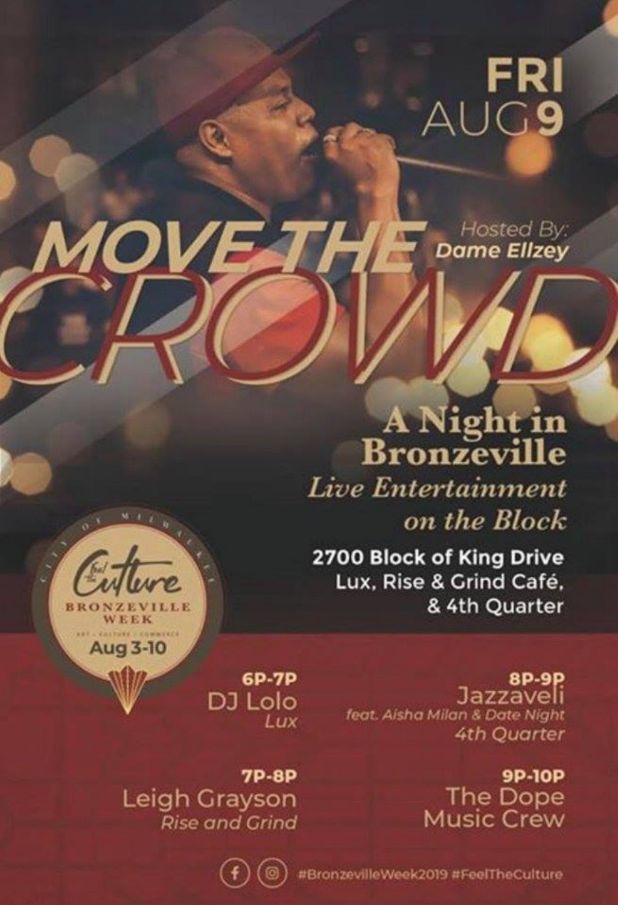# FRI AUG 9

# MOVE THE CROWD

*Hosted By:* **Dame Ellzey**

## A Night in Bronzeville

*Live Entertainment on the Block*

**2700 Block of King Drive**
Lux, Rise & Grind Café, & 4th Quarter

City of Milwaukee
Feel the Culture
BRONZEVILLE WEEK
ART • CULTURE • COMMERCE
Aug 3-10

**6P-7P**
DJ Lolo
*Lux*

**7P-8P**
Leigh Grayson
*Rise and Grind*

**8P-9P**
Jazzaveli
*feat. Aisha Milan & Date Night*
*4th Quarter*

**9P-10P**
The Dope Music Crew

#BronzevilleWeek2019 #FeelTheCulture